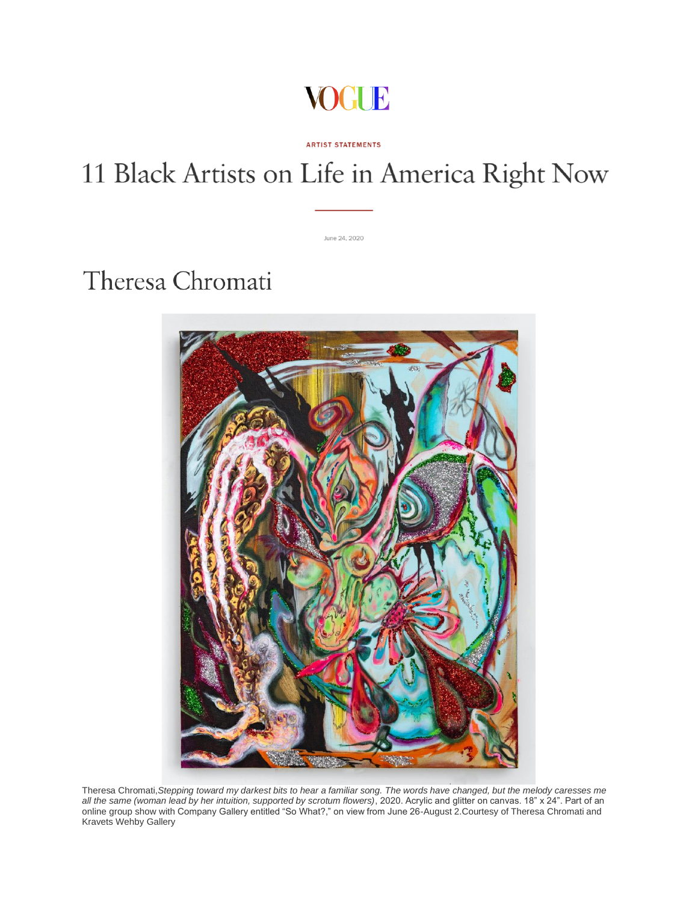# VOGUE

ARTIST STATEMENTS

# 11 Black Artists on Life in America Right Now

June 24, 2020

## Theresa Chromati

Theresa Chromati,*Stepping toward my darkest bits to hear a familiar song. The words have changed, but the melody caresses me all the same (woman lead by her intuition, supported by scrotum flowers)*, 2020. Acrylic and glitter on canvas. 18" x 24". Part of an online group show with Company Gallery entitled "So What?," on view from June 26-August 2.Courtesy of Theresa Chromati and Kravets Wehby Gallery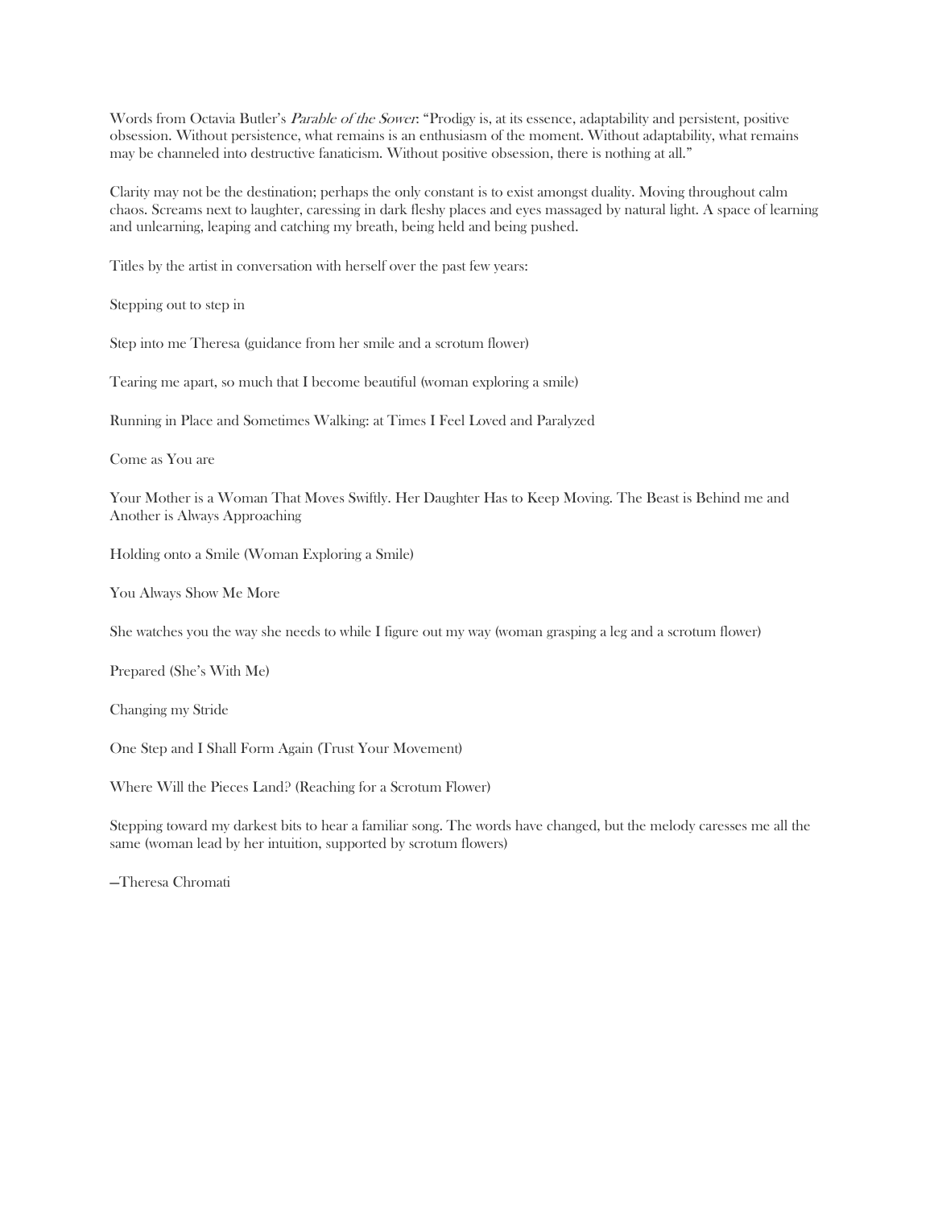Words from Octavia Butler's *Parable of the Sower*: "Prodigy is, at its essence, adaptability and persistent, positive obsession. Without persistence, what remains is an enthusiasm of the moment. Without adaptability, what remains may be channeled into destructive fanaticism. Without positive obsession, there is nothing at all."

Clarity may not be the destination; perhaps the only constant is to exist amongst duality. Moving throughout calm chaos. Screams next to laughter, caressing in dark fleshy places and eyes massaged by natural light. A space of learning and unlearning, leaping and catching my breath, being held and being pushed.

Titles by the artist in conversation with herself over the past few years:

Stepping out to step in

Step into me Theresa (guidance from her smile and a scrotum flower)

Tearing me apart, so much that I become beautiful (woman exploring a smile)

Running in Place and Sometimes Walking: at Times I Feel Loved and Paralyzed

Come as You are

Your Mother is a Woman That Moves Swiftly. Her Daughter Has to Keep Moving. The Beast is Behind me and Another is Always Approaching

Holding onto a Smile (Woman Exploring a Smile)

You Always Show Me More

She watches you the way she needs to while I figure out my way (woman grasping a leg and a scrotum flower)

Prepared (She's With Me)

Changing my Stride

One Step and I Shall Form Again (Trust Your Movement)

Where Will the Pieces Land? (Reaching for a Scrotum Flower)

Stepping toward my darkest bits to hear a familiar song. The words have changed, but the melody caresses me all the same (woman lead by her intuition, supported by scrotum flowers)

—Theresa Chromati